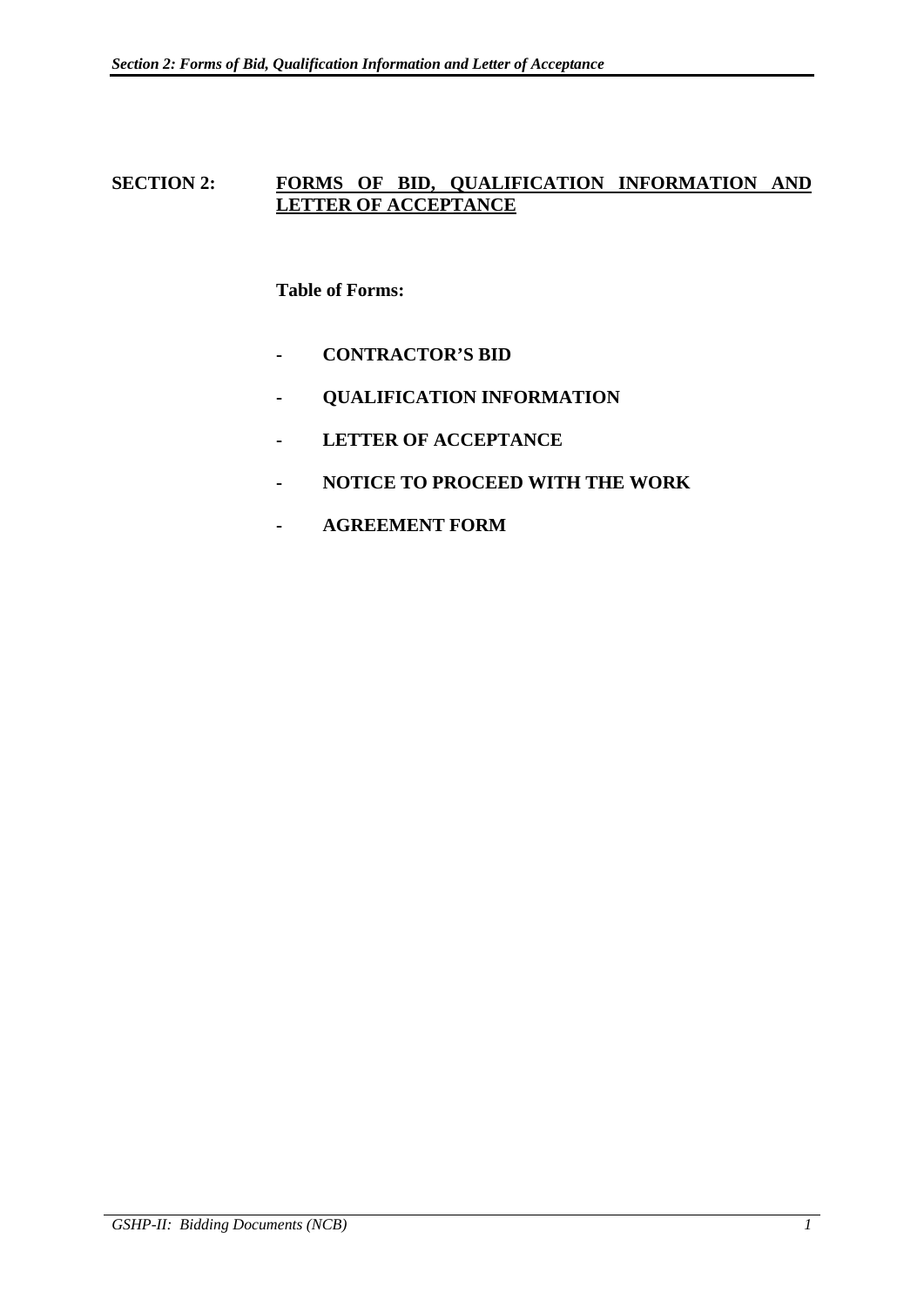# SECTION 2: FORMS OF BID, QUALIFICATION INFORMATION AND LETTER OF ACCEPTANCE

**Table of Forms:**

- **CONTRACTOR'S BID**
- **QUALIFICATION INFORMATION**
- **LETTER OF ACCEPTANCE**
- **NOTICE TO PROCEED WITH THE WORK**
- **AGREEMENT FORM**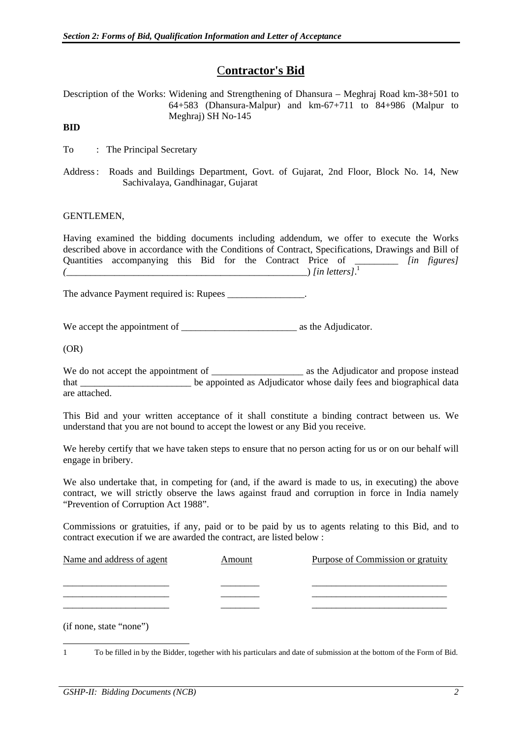# Contractor's Bid

Description of the Works: Widening and Strengthening of Dhansura – Meghraj Road km-38+501 to 64+583 (Dhansura-Malpur) and km-67+711 to 84+986 (Malpur to Meghraj) SH No-145

**BID**

To : The Principal Secretary

Address : Roads and Buildings Department, Govt. of Gujarat, 2nd Floor, Block No. 14, New Sachivalaya, Gandhinagar, Gujarat

GENTLEMEN,

Having examined the bidding documents including addendum, we offer to execute the Works described above in accordance with the Conditions of Contract, Specifications, Drawings and Bill of Quantities accompanying this Bid for the Contract Price of _________ *[in figures]* (___________________________________________________) *[in letters]*.[1]

The advance Payment required is: Rupees ________________.

We accept the appointment of ________________________ as the Adjudicator.

(OR)

We do not accept the appointment of ___________________ as the Adjudicator and propose instead that _______________________ be appointed as Adjudicator whose daily fees and biographical data are attached.

This Bid and your written acceptance of it shall constitute a binding contract between us. We understand that you are not bound to accept the lowest or any Bid you receive.

We hereby certify that we have taken steps to ensure that no person acting for us or on our behalf will engage in bribery.

We also undertake that, in competing for (and, if the award is made to us, in executing) the above contract, we will strictly observe the laws against fraud and corruption in force in India namely "Prevention of Corruption Act 1988".

Commissions or gratuities, if any, paid or to be paid by us to agents relating to this Bid, and to contract execution if we are awarded the contract, are listed below :

| Name and address of agent | Amount | Purpose of Commission or gratuity |
|---|---|---|
| ______________________ | ________ | ____________________________ |
| ______________________ | ________ | ____________________________ |
| ______________________ | ________ | ____________________________ |

(if none, state "none")

1 To be filled in by the Bidder, together with his particulars and date of submission at the bottom of the Form of Bid.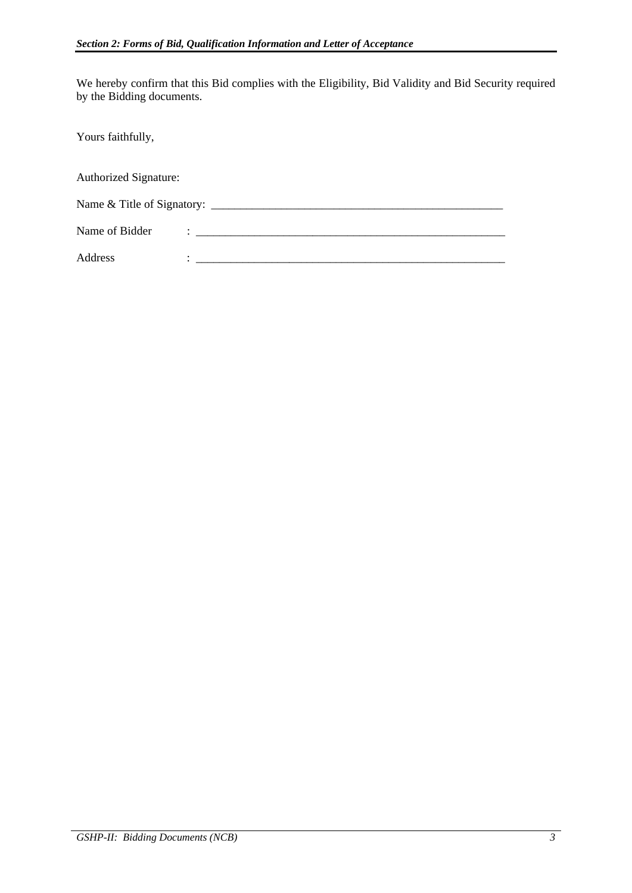We hereby confirm that this Bid complies with the Eligibility, Bid Validity and Bid Security required by the Bidding documents.

Yours faithfully,

Authorized Signature:

Name & Title of Signatory: ____________________________________________________

Name of Bidder : ______________________________________________________

Address : ______________________________________________________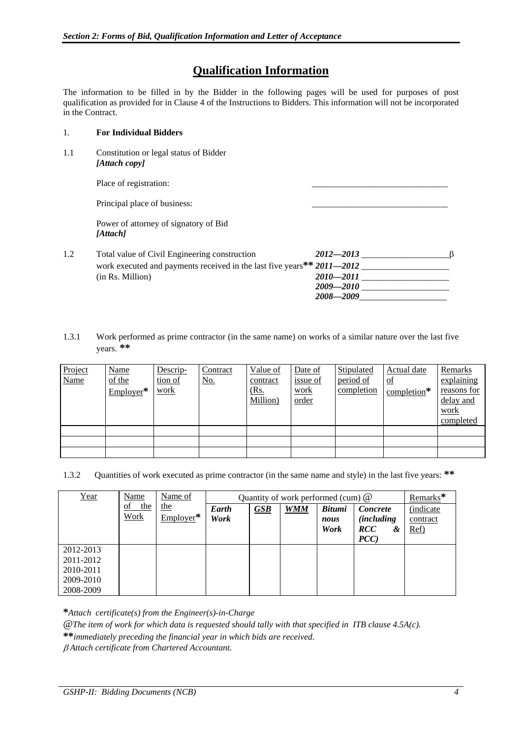## Qualification Information

The information to be filled in by the Bidder in the following pages will be used for purposes of post qualification as provided for in Clause 4 of the Instructions to Bidders. This information will not be incorporated in the Contract.

1. **For Individual Bidders**

1.1 Constitution or legal status of Bidder
*[Attach copy]*

Place of registration: ______________________________

Principal place of business: ______________________________

Power of attorney of signatory of Bid
*[Attach]*

1.2 Total value of Civil Engineering construction work executed and payments received in the last five years** (in Rs. Million)

*2012—2013* ____________________β
*2011—2012* ____________________
*2010—2011* ____________________
*2009—2010* ____________________
*2008—2009*____________________

1.3.1 Work performed as prime contractor (in the same name) on works of a similar nature over the last five years. **

| Project Name | Name of the Employer* | Description of work | Contract No. | Value of contract (Rs. Million) | Date of issue of work order | Stipulated period of completion | Actual date of completion* | Remarks explaining reasons for delay and work completed |
|---|---|---|---|---|---|---|---|---|
| | | | | | | | | |
| | | | | | | | | |
| | | | | | | | | |

1.3.2 Quantities of work executed as prime contractor (in the same name and style) in the last five years: **

| Year | Name of the Work | Name of the Employer* | Quantity of work performed (cum) @ | | | | | Remarks* |
|---|---|---|---|---|---|---|---|---|
| | | | ***Earth Work*** | ***GSB*** | ***WMM*** | ***Bituminous Work*** | ***Concrete (including RCC & PCC)*** | (indicate contract Ref) |
| 2012-2013 | | | | | | | | |
| 2011-2012 | | | | | | | | |
| 2010-2011 | | | | | | | | |
| 2009-2010 | | | | | | | | |
| 2008-2009 | | | | | | | | |

\**Attach certificate(s) from the Engineer(s)-in-Charge*

@*The item of work for which data is requested should tally with that specified in ITB clause 4.5A(c).*

\*\**immediately preceding the financial year in which bids are received.*

β *Attach certificate from Chartered Accountant.*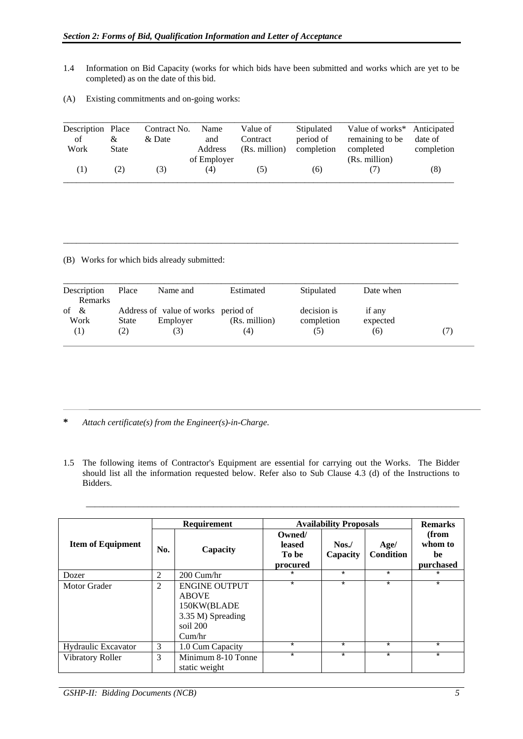1.4 Information on Bid Capacity (works for which bids have been submitted and works which are yet to be completed) as on the date of this bid.

(A) Existing commitments and on-going works:

| Description of Work | Place & State | Contract No. & Date | Name and Address of Employer | Value of Contract (Rs. million) | Stipulated period of completion | Value of works* remaining to be completed (Rs. million) | Anticipated date of completion |
|---|---|---|---|---|---|---|---|
| (1) | (2) | (3) | (4) | (5) | (6) | (7) | (8) |

(B) Works for which bids already submitted:

| Description of Work | Place & State | Name and Address of Employer | Estimated value of works (Rs. million) | Stipulated period of completion | Date when decision is expected | Remarks if any |
|---|---|---|---|---|---|---|
| (1) | (2) | (3) | (4) | (5) | (6) | (7) |

**\*** *Attach certificate(s) from the Engineer(s)-in-Charge.*

1.5 The following items of Contractor's Equipment are essential for carrying out the Works. The Bidder should list all the information requested below. Refer also to Sub Clause 4.3 (d) of the Instructions to Bidders.

| **Item of Equipment** | **Requirement** | | **Availability Proposals** | | | **Remarks (from whom to be purchased** |
|---|---|---|---|---|---|---|
| | **No.** | **Capacity** | **Owned/ leased To be procured** | **Nos./ Capacity** | **Age/ Condition** | |
| Dozer | 2 | 200 Cum/hr | * | * | * | * |
| Motor Grader | 2 | ENGINE OUTPUT ABOVE 150KW(BLADE 3.35 M) Spreading soil 200 Cum/hr | * | * | * | * |
| Hydraulic Excavator | 3 | 1.0 Cum Capacity | * | * | * | * |
| Vibratory Roller | 3 | Minimum 8-10 Tonne static weight | * | * | * | * |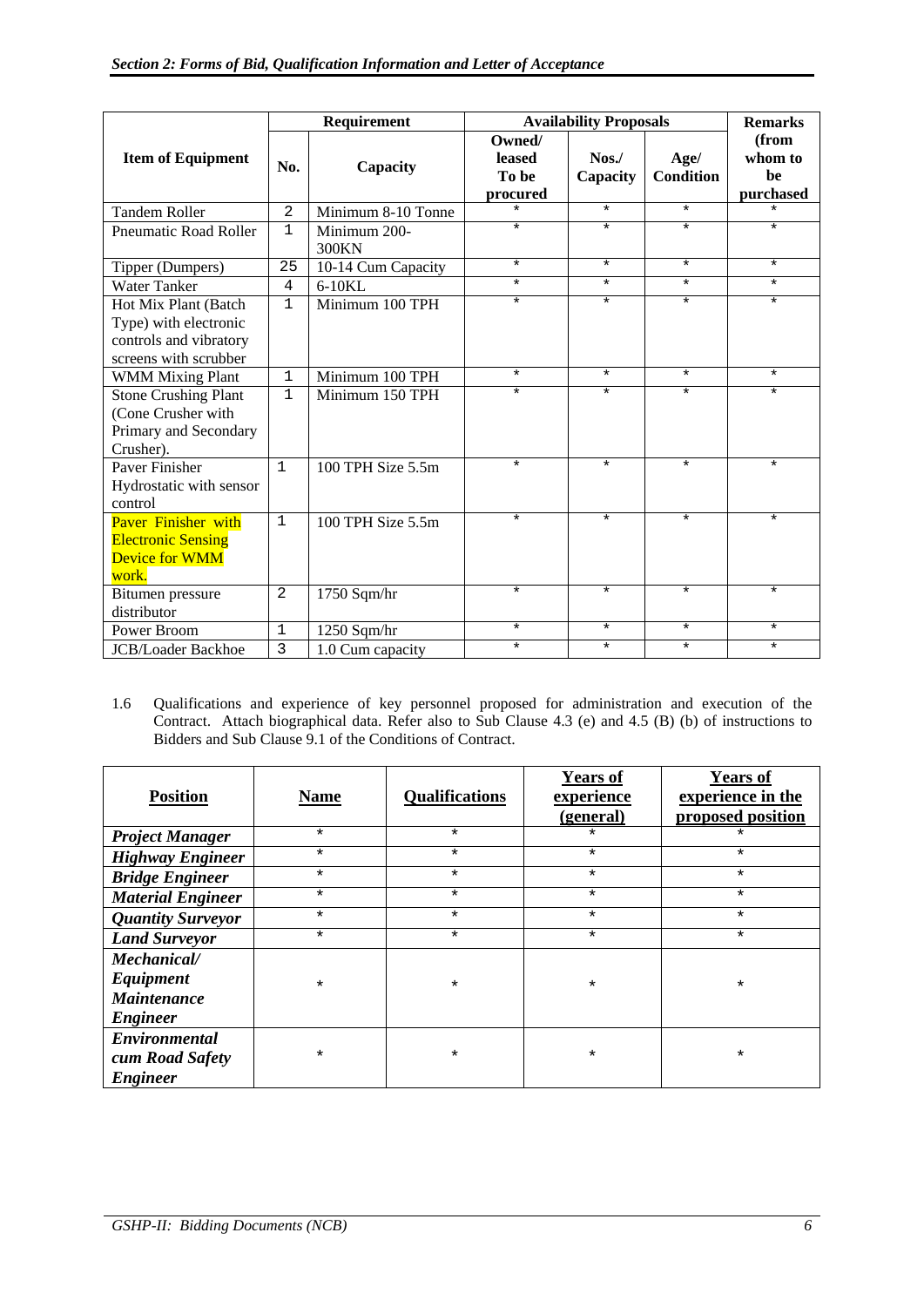| Item of Equipment | Requirement | | Availability Proposals | | | Remarks |
|---|---|---|---|---|---|---|
| | No. | Capacity | Owned/ leased To be procured | Nos./ Capacity | Age/ Condition | (from whom to be purchased |
| Tandem Roller | 2 | Minimum 8-10 Tonne | * | * | * | * |
| Pneumatic Road Roller | 1 | Minimum 200-300KN | * | * | * | * |
| Tipper (Dumpers) | 25 | 10-14 Cum Capacity | * | * | * | * |
| Water Tanker | 4 | 6-10KL | * | * | * | * |
| Hot Mix Plant (Batch Type) with electronic controls and vibratory screens with scrubber | 1 | Minimum 100 TPH | * | * | * | * |
| WMM Mixing Plant | 1 | Minimum 100 TPH | * | * | * | * |
| Stone Crushing Plant (Cone Crusher with Primary and Secondary Crusher). | 1 | Minimum 150 TPH | * | * | * | * |
| Paver Finisher Hydrostatic with sensor control | 1 | 100 TPH Size 5.5m | * | * | * | * |
| Paver Finisher with Electronic Sensing Device for WMM work. | 1 | 100 TPH Size 5.5m | * | * | * | * |
| Bitumen pressure distributor | 2 | 1750 Sqm/hr | * | * | * | * |
| Power Broom | 1 | 1250 Sqm/hr | * | * | * | * |
| JCB/Loader Backhoe | 3 | 1.0 Cum capacity | * | * | * | * |

1.6 Qualifications and experience of key personnel proposed for administration and execution of the Contract. Attach biographical data. Refer also to Sub Clause 4.3 (e) and 4.5 (B) (b) of instructions to Bidders and Sub Clause 9.1 of the Conditions of Contract.

| Position | Name | Qualifications | Years of experience (general) | Years of experience in the proposed position |
|---|---|---|---|---|
| *Project Manager* | * | * | * | * |
| *Highway Engineer* | * | * | * | * |
| *Bridge Engineer* | * | * | * | * |
| *Material Engineer* | * | * | * | * |
| *Quantity Surveyor* | * | * | * | * |
| *Land Surveyor* | * | * | * | * |
| *Mechanical/ Equipment Maintenance Engineer* | * | * | * | * |
| *Environmental cum Road Safety Engineer* | * | * | * | * |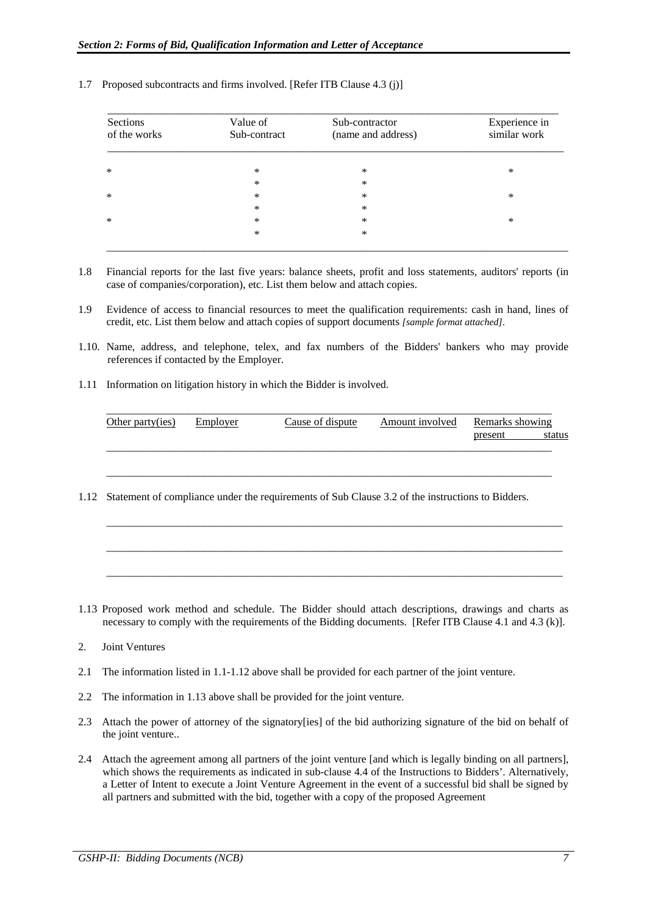1.7 Proposed subcontracts and firms involved. [Refer ITB Clause 4.3 (j)]

| Sections of the works | Value of Sub-contract | Sub-contractor (name and address) | Experience in similar work |
|---|---|---|---|
| * | * | * | * |
| | * | * | |
| * | * | * | * |
| | * | * | |
| * | * | * | * |
| | * | * | |

1.8 Financial reports for the last five years: balance sheets, profit and loss statements, auditors' reports (in case of companies/corporation), etc. List them below and attach copies.

1.9 Evidence of access to financial resources to meet the qualification requirements: cash in hand, lines of credit, etc. List them below and attach copies of support documents *[sample format attached].*

1.10. Name, address, and telephone, telex, and fax numbers of the Bidders' bankers who may provide references if contacted by the Employer.

1.11 Information on litigation history in which the Bidder is involved.

| Other party(ies) | Employer | Cause of dispute | Amount involved | Remarks showing present status |
|---|---|---|---|---|
| | | | | |

1.12 Statement of compliance under the requirements of Sub Clause 3.2 of the instructions to Bidders.

______________________________________________________________________

______________________________________________________________________

______________________________________________________________________

1.13 Proposed work method and schedule. The Bidder should attach descriptions, drawings and charts as necessary to comply with the requirements of the Bidding documents. [Refer ITB Clause 4.1 and 4.3 (k)].

2. Joint Ventures

2.1 The information listed in 1.1-1.12 above shall be provided for each partner of the joint venture.

2.2 The information in 1.13 above shall be provided for the joint venture.

2.3 Attach the power of attorney of the signatory[ies] of the bid authorizing signature of the bid on behalf of the joint venture..

2.4 Attach the agreement among all partners of the joint venture [and which is legally binding on all partners], which shows the requirements as indicated in sub-clause 4.4 of the Instructions to Bidders'. Alternatively, a Letter of Intent to execute a Joint Venture Agreement in the event of a successful bid shall be signed by all partners and submitted with the bid, together with a copy of the proposed Agreement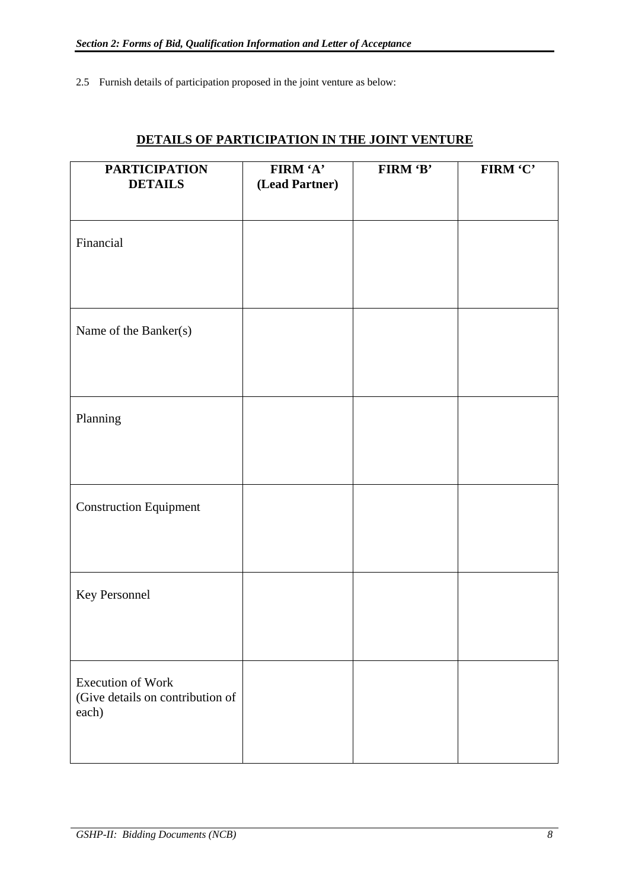2.5 Furnish details of participation proposed in the joint venture as below:

## DETAILS OF PARTICIPATION IN THE JOINT VENTURE

| PARTICIPATION DETAILS | FIRM 'A' (Lead Partner) | FIRM 'B' | FIRM 'C' |
|---|---|---|---|
| Financial | | | |
| Name of the Banker(s) | | | |
| Planning | | | |
| Construction Equipment | | | |
| Key Personnel | | | |
| Execution of Work (Give details on contribution of each) | | | |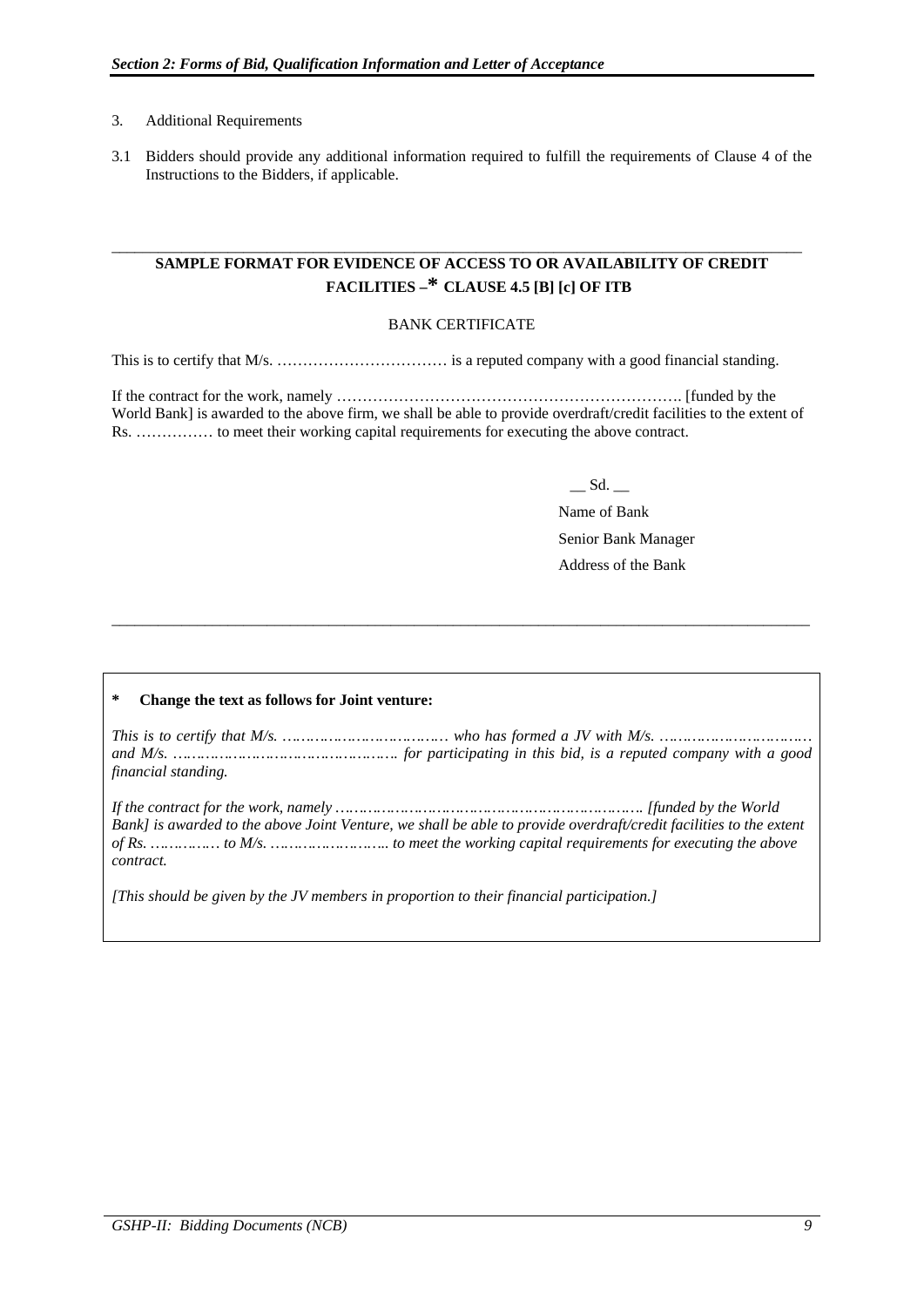3. Additional Requirements

3.1 Bidders should provide any additional information required to fulfill the requirements of Clause 4 of the Instructions to the Bidders, if applicable.

---

**SAMPLE FORMAT FOR EVIDENCE OF ACCESS TO OR AVAILABILITY OF CREDIT FACILITIES –* CLAUSE 4.5 [B] [c] OF ITB**

BANK CERTIFICATE

This is to certify that M/s. …………………………… is a reputed company with a good financial standing.

If the contract for the work, namely …………………………………………………………. [funded by the World Bank] is awarded to the above firm, we shall be able to provide overdraft/credit facilities to the extent of Rs. …………… to meet their working capital requirements for executing the above contract.

__ Sd. __

Name of Bank

Senior Bank Manager

Address of the Bank

---

**\*  Change the text as follows for Joint venture:**

*This is to certify that M/s. ……………………………… who has formed a JV with M/s. …………………………… and M/s. ………………………………………… for participating in this bid, is a reputed company with a good financial standing.*

*If the contract for the work, namely …………………………………………………………. [funded by the World Bank] is awarded to the above Joint Venture, we shall be able to provide overdraft/credit facilities to the extent of Rs. …………… to M/s. …………………….. to meet the working capital requirements for executing the above contract.*

*[This should be given by the JV members in proportion to their financial participation.]*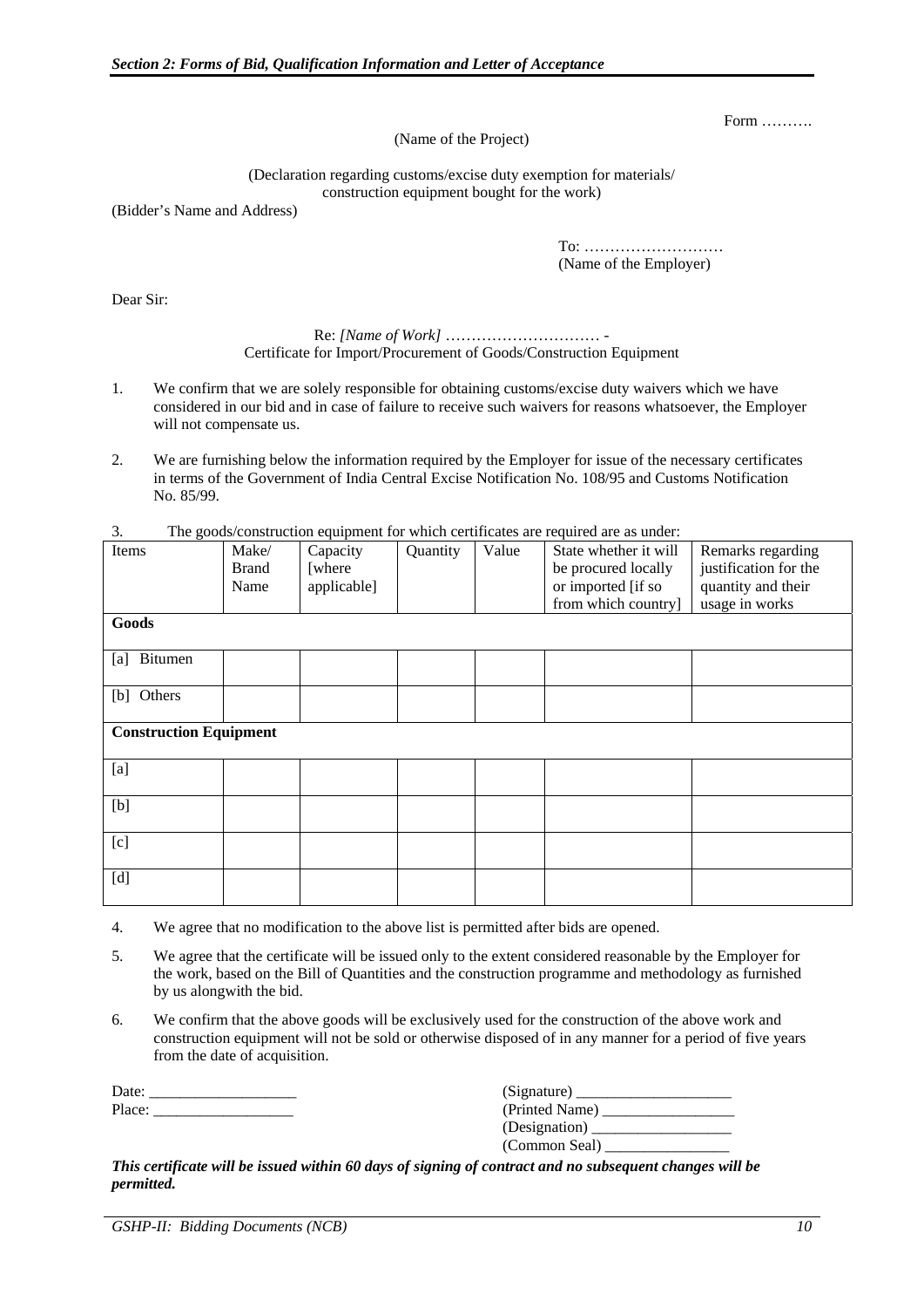Form ……….

(Name of the Project)

(Declaration regarding customs/excise duty exemption for materials/ construction equipment bought for the work)

(Bidder's Name and Address)

To: ………………………
(Name of the Employer)

Dear Sir:

Re: *[Name of Work]* ………………………… -
Certificate for Import/Procurement of Goods/Construction Equipment

1. We confirm that we are solely responsible for obtaining customs/excise duty waivers which we have considered in our bid and in case of failure to receive such waivers for reasons whatsoever, the Employer will not compensate us.

2. We are furnishing below the information required by the Employer for issue of the necessary certificates in terms of the Government of India Central Excise Notification No. 108/95 and Customs Notification No. 85/99.

3. The goods/construction equipment for which certificates are required are as under:

| Items | Make/ Brand Name | Capacity [where applicable] | Quantity | Value | State whether it will be procured locally or imported [if so from which country] | Remarks regarding justification for the quantity and their usage in works |
|---|---|---|---|---|---|---|
| **Goods** | | | | | | |
| [a] Bitumen | | | | | | |
| [b] Others | | | | | | |
| **Construction Equipment** | | | | | | |
| [a] | | | | | | |
| [b] | | | | | | |
| [c] | | | | | | |
| [d] | | | | | | |

4. We agree that no modification to the above list is permitted after bids are opened.

5. We agree that the certificate will be issued only to the extent considered reasonable by the Employer for the work, based on the Bill of Quantities and the construction programme and methodology as furnished by us alongwith the bid.

6. We confirm that the above goods will be exclusively used for the construction of the above work and construction equipment will not be sold or otherwise disposed of in any manner for a period of five years from the date of acquisition.

Date: ___________________

Place: __________________

(Signature) ____________________
(Printed Name) _________________
(Designation) __________________
(Common Seal) ________________

***This certificate will be issued within 60 days of signing of contract and no subsequent changes will be permitted.***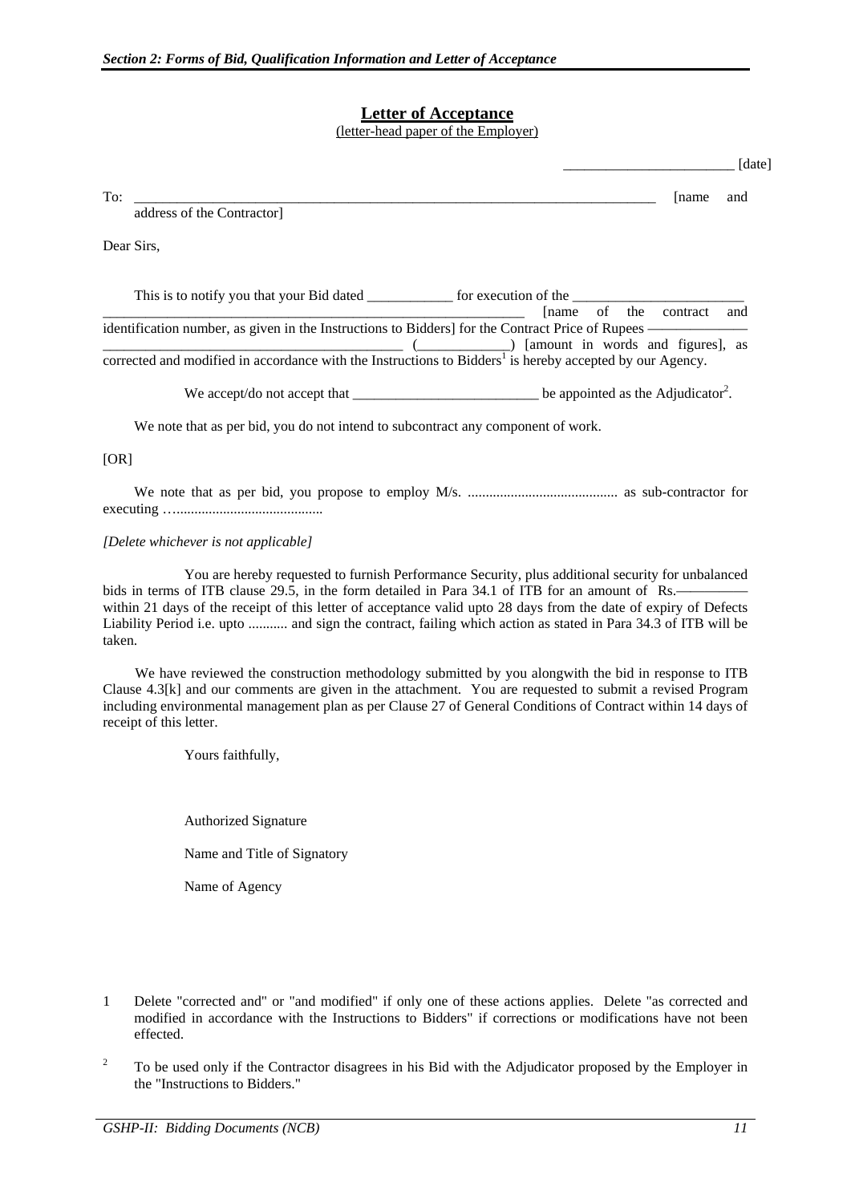## Letter of Acceptance

(letter-head paper of the Employer)

________________________ [date]

To: ___________________________________________________________________________ [name and address of the Contractor]

Dear Sirs,

This is to notify you that your Bid dated ____________ for execution of the ________________________ _____________________________________________________________ [name of the contract and identification number, as given in the Instructions to Bidders] for the Contract Price of Rupees —————— ___________________________________________ (_____________) [amount in words and figures], as corrected and modified in accordance with the Instructions to Bidders[1] is hereby accepted by our Agency.

We accept/do not accept that __________________________ be appointed as the Adjudicator[2].

We note that as per bid, you do not intend to subcontract any component of work.

[OR]

We note that as per bid, you propose to employ M/s. .......................................... as sub-contractor for executing …........................................

*[Delete whichever is not applicable]*

You are hereby requested to furnish Performance Security, plus additional security for unbalanced bids in terms of ITB clause 29.5, in the form detailed in Para 34.1 of ITB for an amount of Rs.————— within 21 days of the receipt of this letter of acceptance valid upto 28 days from the date of expiry of Defects Liability Period i.e. upto ........... and sign the contract, failing which action as stated in Para 34.3 of ITB will be taken.

We have reviewed the construction methodology submitted by you alongwith the bid in response to ITB Clause 4.3[k] and our comments are given in the attachment. You are requested to submit a revised Program including environmental management plan as per Clause 27 of General Conditions of Contract within 14 days of receipt of this letter.

Yours faithfully,

Authorized Signature

Name and Title of Signatory

Name of Agency

1 Delete "corrected and" or "and modified" if only one of these actions applies. Delete "as corrected and modified in accordance with the Instructions to Bidders" if corrections or modifications have not been effected.

2 To be used only if the Contractor disagrees in his Bid with the Adjudicator proposed by the Employer in the "Instructions to Bidders."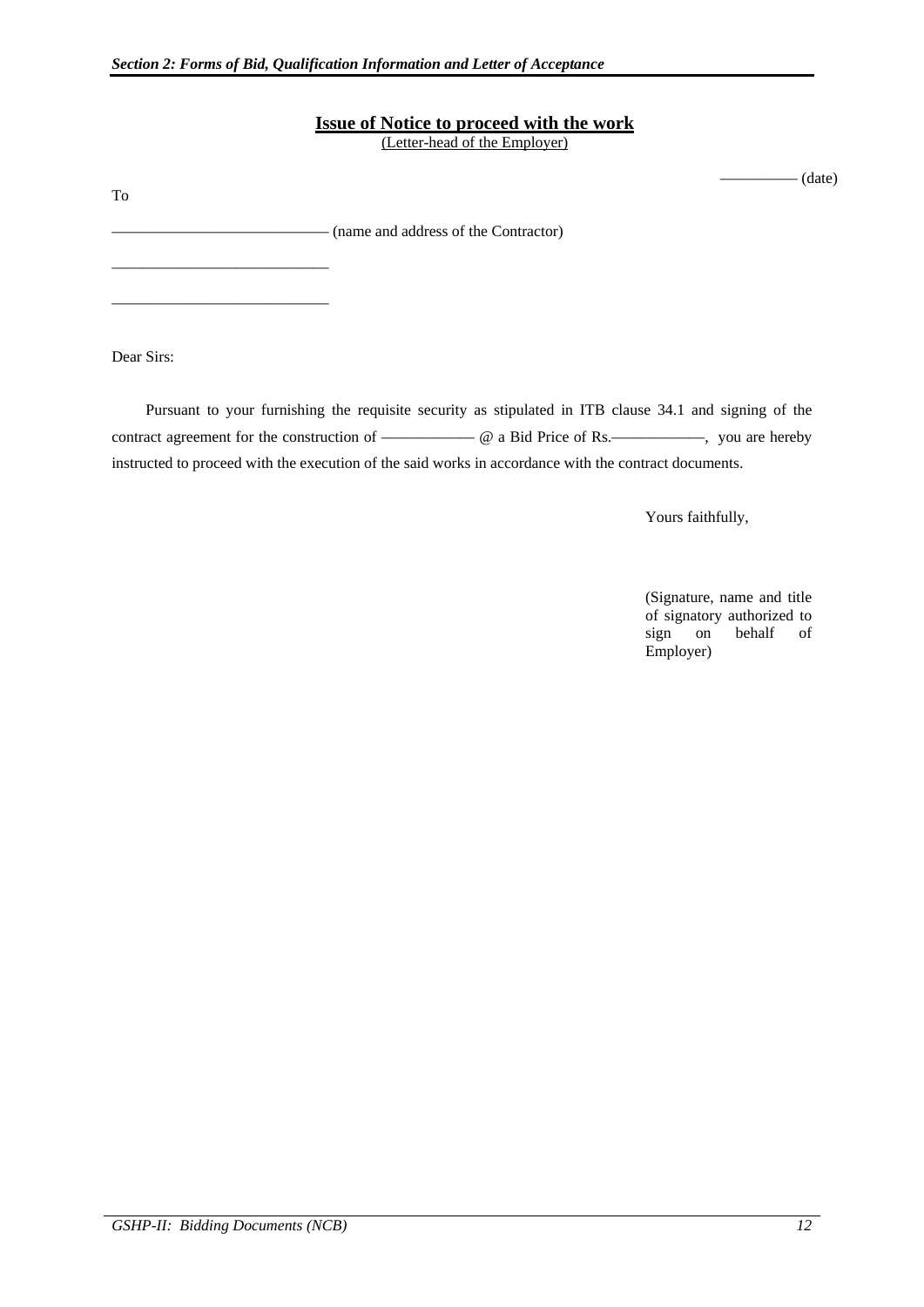**Issue of Notice to proceed with the work**

(Letter-head of the Employer)

—————— (date)

To

——————————————— (name and address of the Contractor)

———————————————

———————————————

Dear Sirs:

Pursuant to your furnishing the requisite security as stipulated in ITB clause 34.1 and signing of the contract agreement for the construction of ——————— @ a Bid Price of Rs.———————, you are hereby instructed to proceed with the execution of the said works in accordance with the contract documents.

Yours faithfully,

(Signature, name and title of signatory authorized to sign on behalf of Employer)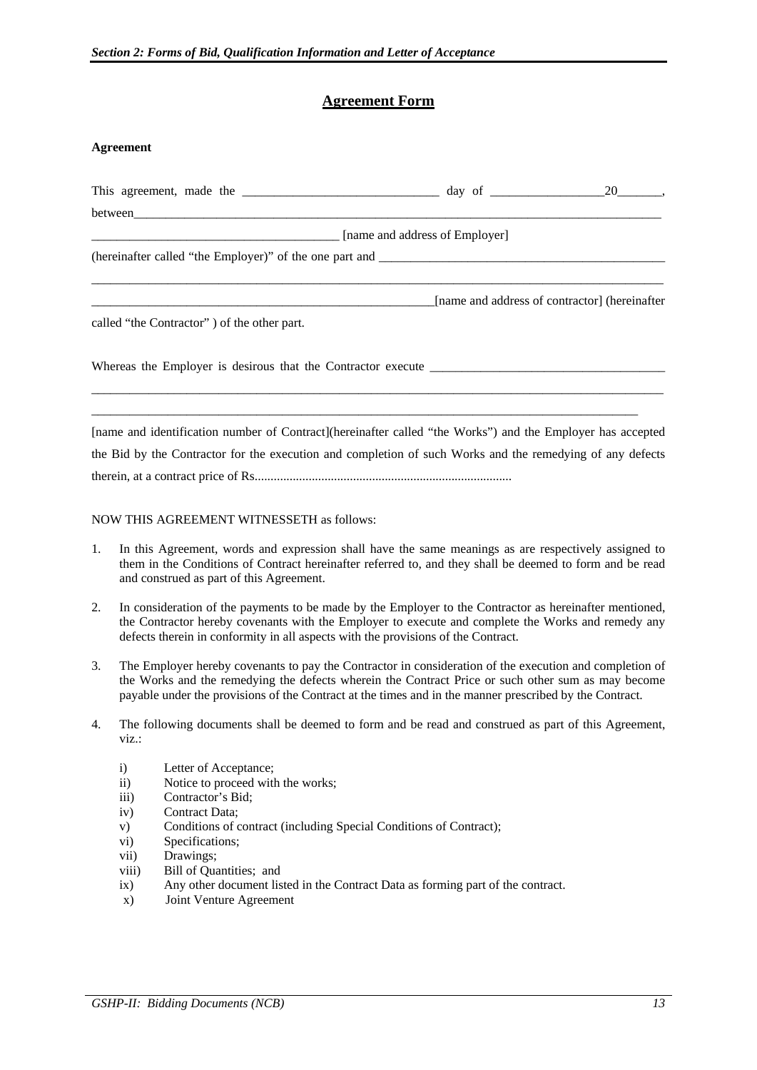# Agreement Form

**Agreement**

This agreement, made the ______________________________ day of _________________20_______, between___________________________________________________________________________________ ______________________________________ [name and address of Employer] (hereinafter called "the Employer)" of the one part and _____________________________________________ ______________________________________________________________________________________ _____________________________________________________[name and address of contractor] (hereinafter called "the Contractor" ) of the other part.

Whereas the Employer is desirous that the Contractor execute ____________________________________ ______________________________________________________________________________________ ______________________________________________________________________________________

[name and identification number of Contract](hereinafter called "the Works") and the Employer has accepted the Bid by the Contractor for the execution and completion of such Works and the remedying of any defects therein, at a contract price of Rs................................................................................

NOW THIS AGREEMENT WITNESSETH as follows:

1. In this Agreement, words and expression shall have the same meanings as are respectively assigned to them in the Conditions of Contract hereinafter referred to, and they shall be deemed to form and be read and construed as part of this Agreement.

2. In consideration of the payments to be made by the Employer to the Contractor as hereinafter mentioned, the Contractor hereby covenants with the Employer to execute and complete the Works and remedy any defects therein in conformity in all aspects with the provisions of the Contract.

3. The Employer hereby covenants to pay the Contractor in consideration of the execution and completion of the Works and the remedying the defects wherein the Contract Price or such other sum as may become payable under the provisions of the Contract at the times and in the manner prescribed by the Contract.

4. The following documents shall be deemed to form and be read and construed as part of this Agreement, viz.:

   i) Letter of Acceptance;
   ii) Notice to proceed with the works;
   iii) Contractor's Bid;
   iv) Contract Data;
   v) Conditions of contract (including Special Conditions of Contract);
   vi) Specifications;
   vii) Drawings;
   viii) Bill of Quantities; and
   ix) Any other document listed in the Contract Data as forming part of the contract.
   x) Joint Venture Agreement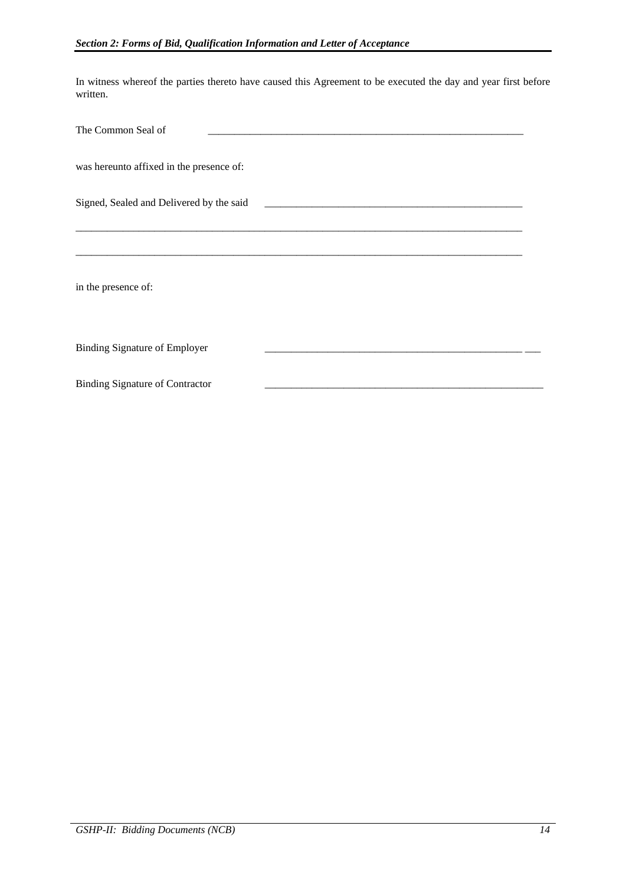In witness whereof the parties thereto have caused this Agreement to be executed the day and year first before written.

The Common Seal of ______________________________________________________________

was hereunto affixed in the presence of:

Signed, Sealed and Delivered by the said ___________________________________________________

_________________________________________________________________________________________

_________________________________________________________________________________________

in the presence of:

Binding Signature of Employer ___________________________________________________ ___

Binding Signature of Contractor _______________________________________________________